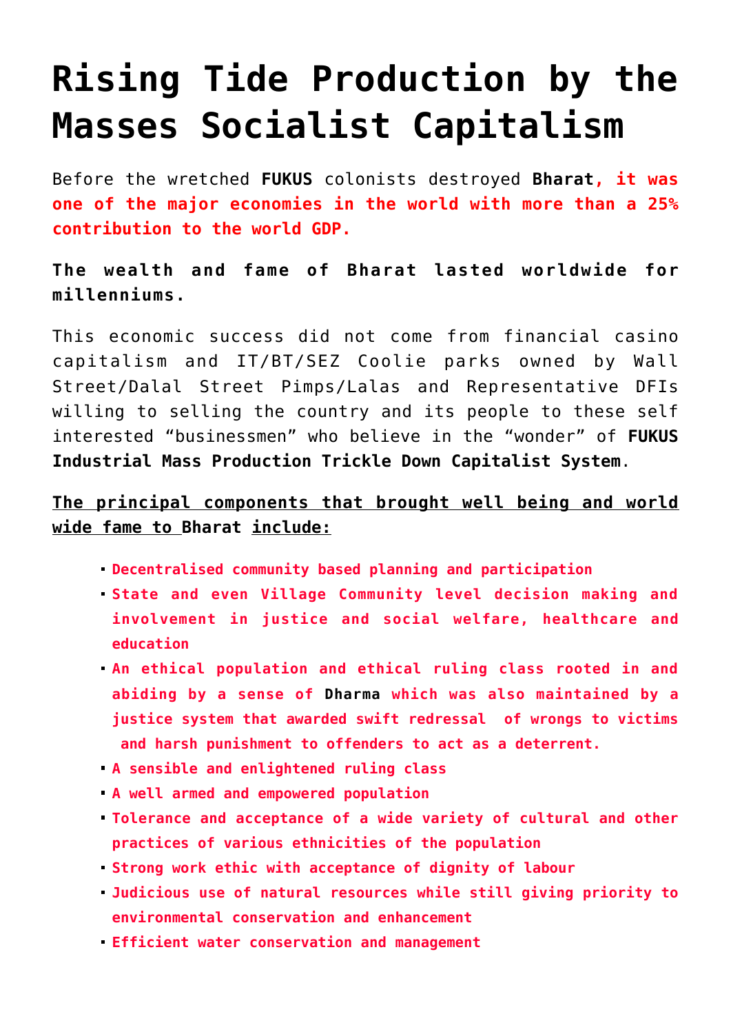# Rising Tide Production by the Masses Socialist Capitalism

Before the wretched **FUKUS** colonists destroyed **Bharat**, **it was one of the major economies in the world with more than a 25% contribution to the world GDP.**

**The wealth and fame of Bharat lasted worldwide for millenniums.**

This economic success did not come from financial casino capitalism and IT/BT/SEZ Coolie parks owned by Wall Street/Dalal Street Pimps/Lalas and Representative DFIs willing to selling the country and its people to these self interested "businessmen" who believe in the "wonder" of **FUKUS Industrial Mass Production Trickle Down Capitalist System**.

**The principal components that brought well being and world wide fame to Bharat include:**

- **Decentralised community based planning and participation**
- **State and even Village Community level decision making and involvement in justice and social welfare, healthcare and education**
- **An ethical population and ethical ruling class rooted in and abiding by a sense of Dharma which was also maintained by a justice system that awarded swift redressal of wrongs to victims and harsh punishment to offenders to act as a deterrent.**
- **A sensible and enlightened ruling class**
- **A well armed and empowered population**
- **Tolerance and acceptance of a wide variety of cultural and other practices of various ethnicities of the population**
- **Strong work ethic with acceptance of dignity of labour**
- **Judicious use of natural resources while still giving priority to environmental conservation and enhancement**
- **Efficient water conservation and management**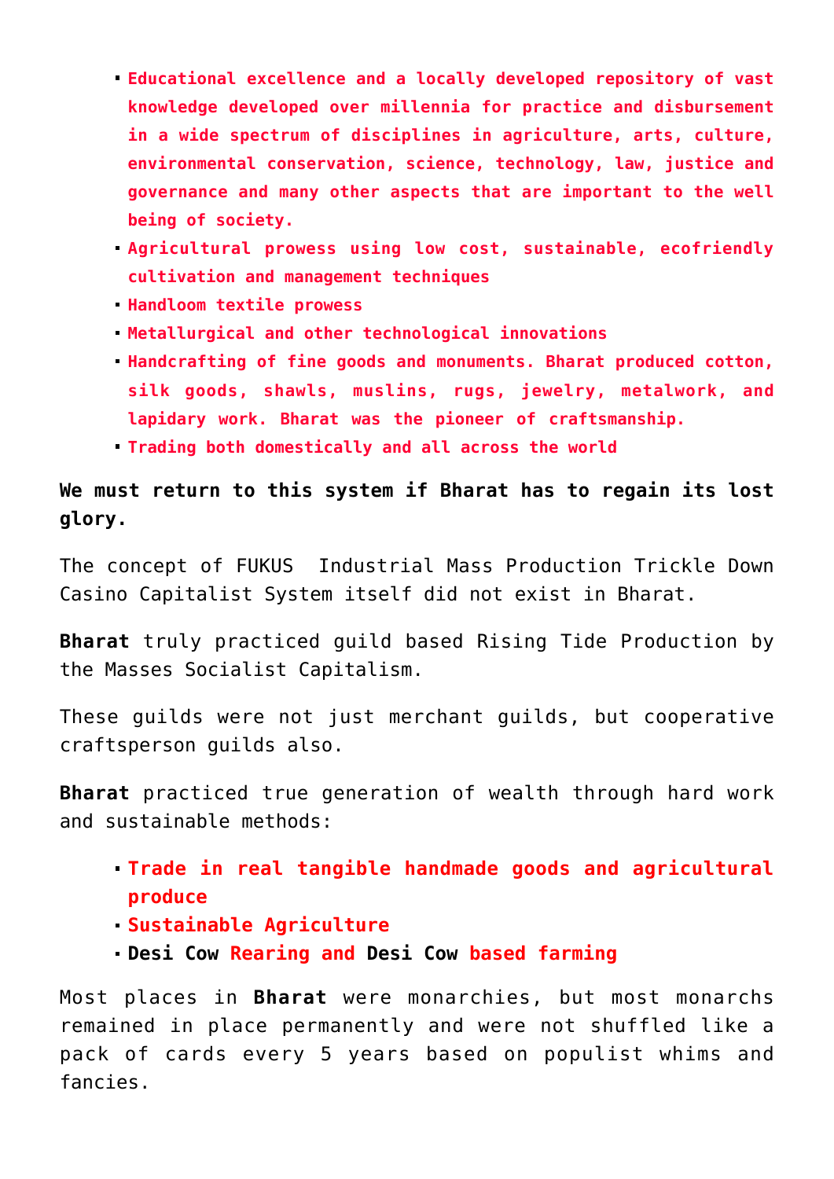- **Educational excellence and a locally developed repository of vast knowledge developed over millennia for practice and disbursement in a wide spectrum of disciplines in agriculture, arts, culture, environmental conservation, science, technology, law, justice and governance and many other aspects that are important to the well being of society.**
- **Agricultural prowess using low cost, sustainable, ecofriendly cultivation and management techniques**
- **Handloom textile prowess**
- **Metallurgical and other technological innovations**
- **Handcrafting of fine goods and monuments. Bharat produced cotton, silk goods, shawls, muslins, rugs, jewelry, metalwork, and lapidary work. Bharat was the pioneer of craftsmanship.**
- **Trading both domestically and all across the world**

**We must return to this system if Bharat has to regain its lost glory.**

The concept of FUKUS  Industrial Mass Production Trickle Down Casino Capitalist System itself did not exist in Bharat.

**Bharat** truly practiced guild based Rising Tide Production by the Masses Socialist Capitalism.

These guilds were not just merchant guilds, but cooperative craftsperson guilds also.

**Bharat** practiced true generation of wealth through hard work and sustainable methods:

- **Trade in real tangible handmade goods and agricultural produce**
- **Sustainable Agriculture**
- **Desi Cow Rearing and Desi Cow based farming**

Most places in **Bharat** were monarchies, but most monarchs remained in place permanently and were not shuffled like a pack of cards every 5 years based on populist whims and fancies.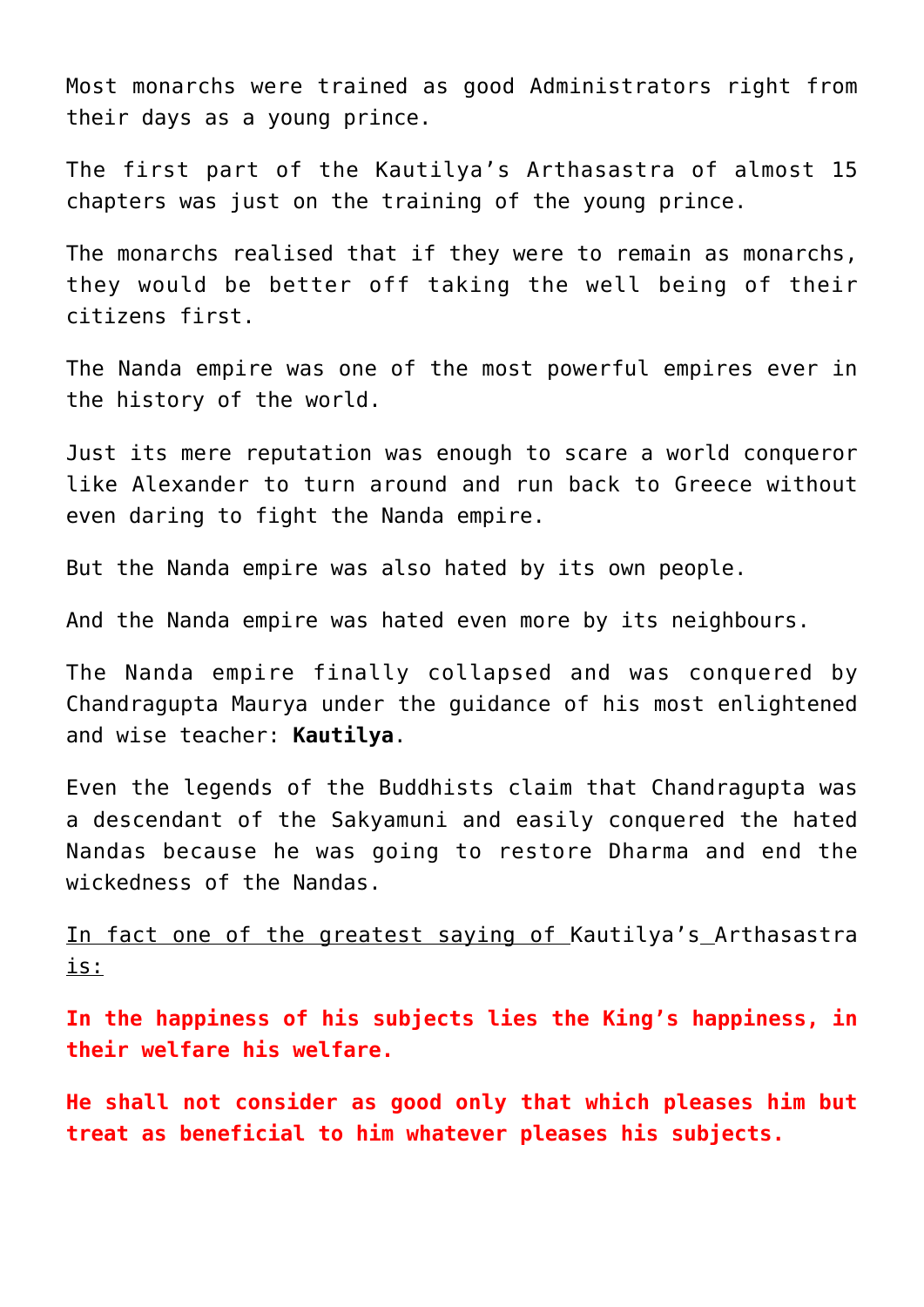Most monarchs were trained as good Administrators right from their days as a young prince.

The first part of the Kautilya's Arthasastra of almost 15 chapters was just on the training of the young prince.

The monarchs realised that if they were to remain as monarchs, they would be better off taking the well being of their citizens first.

The Nanda empire was one of the most powerful empires ever in the history of the world.

Just its mere reputation was enough to scare a world conqueror like Alexander to turn around and run back to Greece without even daring to fight the Nanda empire.

But the Nanda empire was also hated by its own people.

And the Nanda empire was hated even more by its neighbours.

The Nanda empire finally collapsed and was conquered by Chandragupta Maurya under the guidance of his most enlightened and wise teacher: **Kautilya**.

Even the legends of the Buddhists claim that Chandragupta was a descendant of the Sakyamuni and easily conquered the hated Nandas because he was going to restore Dharma and end the wickedness of the Nandas.

In fact one of the greatest saying of Kautilya's Arthasastra is:

**In the happiness of his subjects lies the King's happiness, in their welfare his welfare.**

**He shall not consider as good only that which pleases him but treat as beneficial to him whatever pleases his subjects.**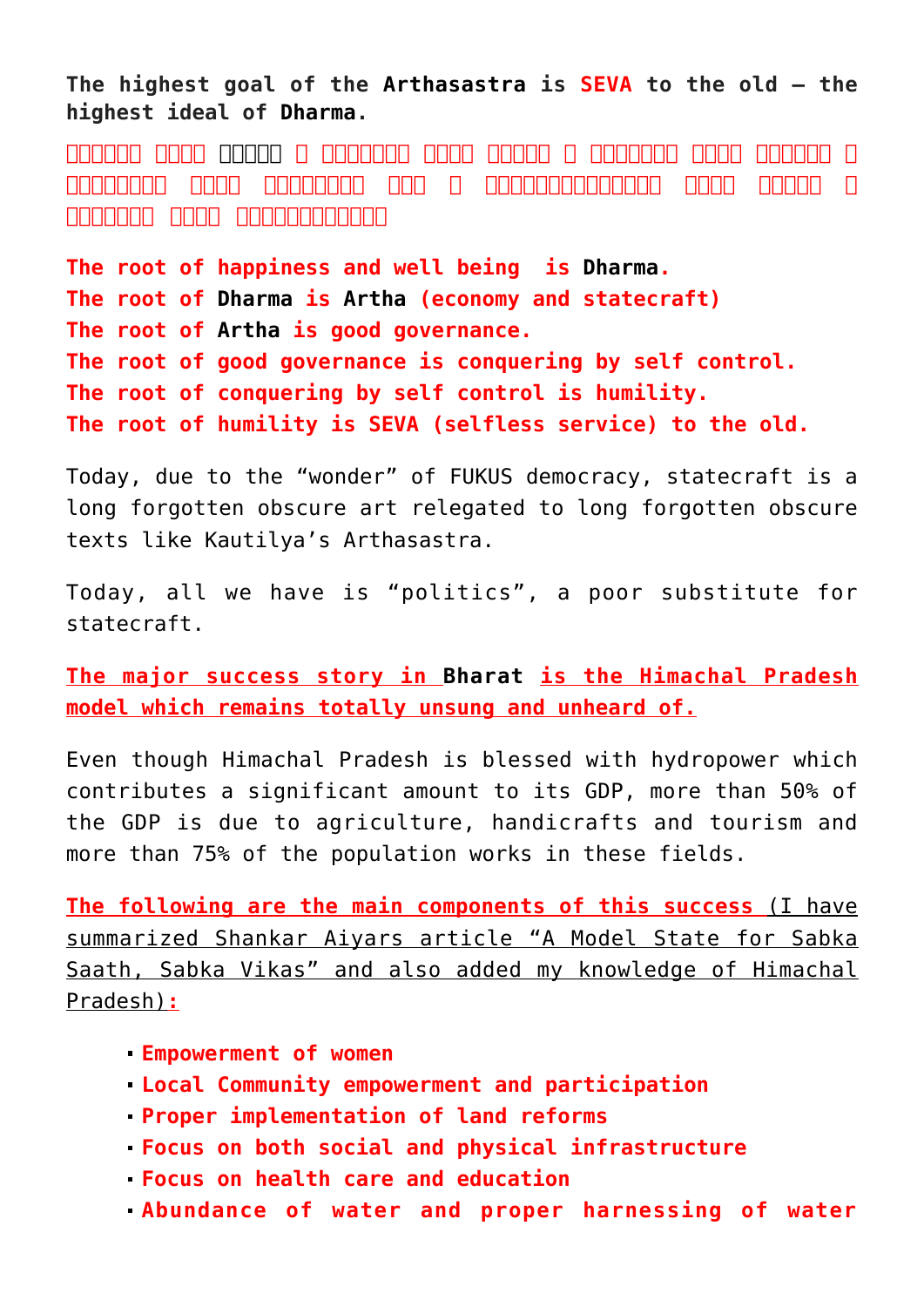**The highest goal of the Arthasastra is SEVA to the old – the highest ideal of Dharma.**

**सुखस्य मूलं धर्मः । धर्मस्य मूलं अर्थः । अर्थस्य मूलं राज्यं । राज्यस्य मूलं इन्द्रियजयः । इन्द्रियजयस्य मूलं विनयः । विनयस्य मूलं वृद्धोपसेवा॥**

**The root of happiness and well being is Dharma.**
**The root of Dharma is Artha (economy and statecraft)**
**The root of Artha is good governance.**
**The root of good governance is conquering by self control.**
**The root of conquering by self control is humility.**
**The root of humility is SEVA (selfless service) to the old.**

Today, due to the "wonder" of FUKUS democracy, statecraft is a long forgotten obscure art relegated to long forgotten obscure texts like Kautilya's Arthasastra.

Today, all we have is "politics", a poor substitute for statecraft.

**The major success story in Bharat is the Himachal Pradesh model which remains totally unsung and unheard of.**

Even though Himachal Pradesh is blessed with hydropower which contributes a significant amount to its GDP, more than 50% of the GDP is due to agriculture, handicrafts and tourism and more than 75% of the population works in these fields.

**The following are the main components of this success** (I have summarized Shankar Aiyars article "A Model State for Sabka Saath, Sabka Vikas" and also added my knowledge of Himachal Pradesh)**:**

- **Empowerment of women**
- **Local Community empowerment and participation**
- **Proper implementation of land reforms**
- **Focus on both social and physical infrastructure**
- **Focus on health care and education**
- **Abundance of water and proper harnessing of water**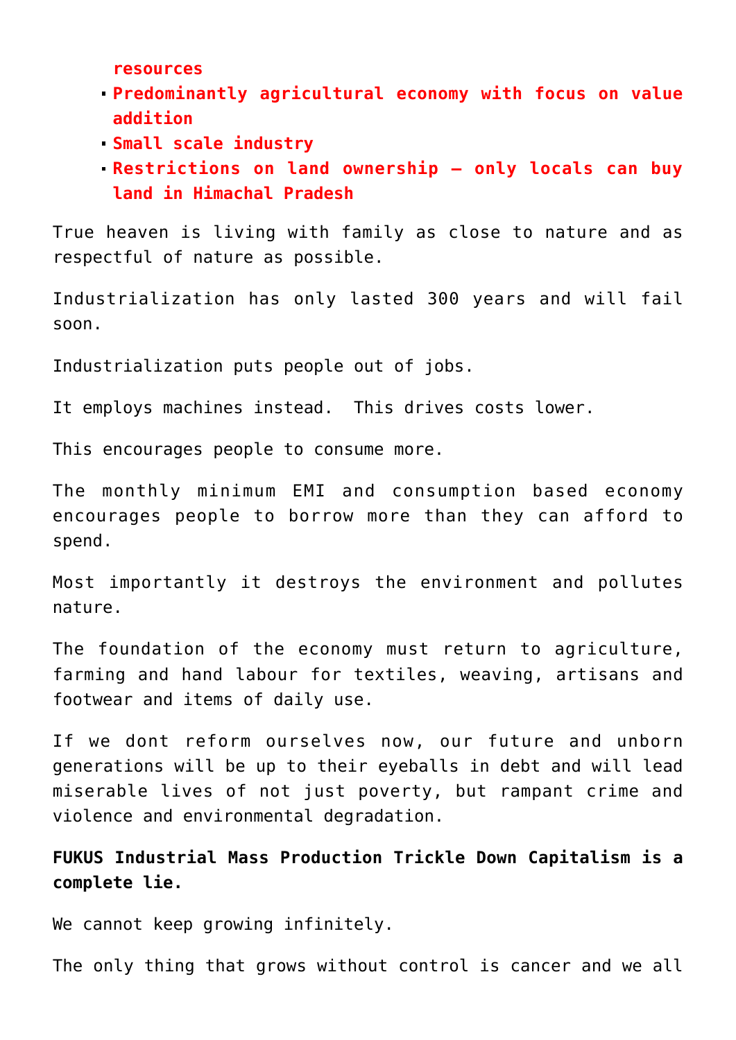resources

- **Predominantly agricultural economy with focus on value addition**
- **Small scale industry**
- **Restrictions on land ownership – only locals can buy land in Himachal Pradesh**

True heaven is living with family as close to nature and as respectful of nature as possible.

Industrialization has only lasted 300 years and will fail soon.

Industrialization puts people out of jobs.

It employs machines instead. This drives costs lower.

This encourages people to consume more.

The monthly minimum EMI and consumption based economy encourages people to borrow more than they can afford to spend.

Most importantly it destroys the environment and pollutes nature.

The foundation of the economy must return to agriculture, farming and hand labour for textiles, weaving, artisans and footwear and items of daily use.

If we dont reform ourselves now, our future and unborn generations will be up to their eyeballs in debt and will lead miserable lives of not just poverty, but rampant crime and violence and environmental degradation.

**FUKUS Industrial Mass Production Trickle Down Capitalism is a complete lie.**

We cannot keep growing infinitely.

The only thing that grows without control is cancer and we all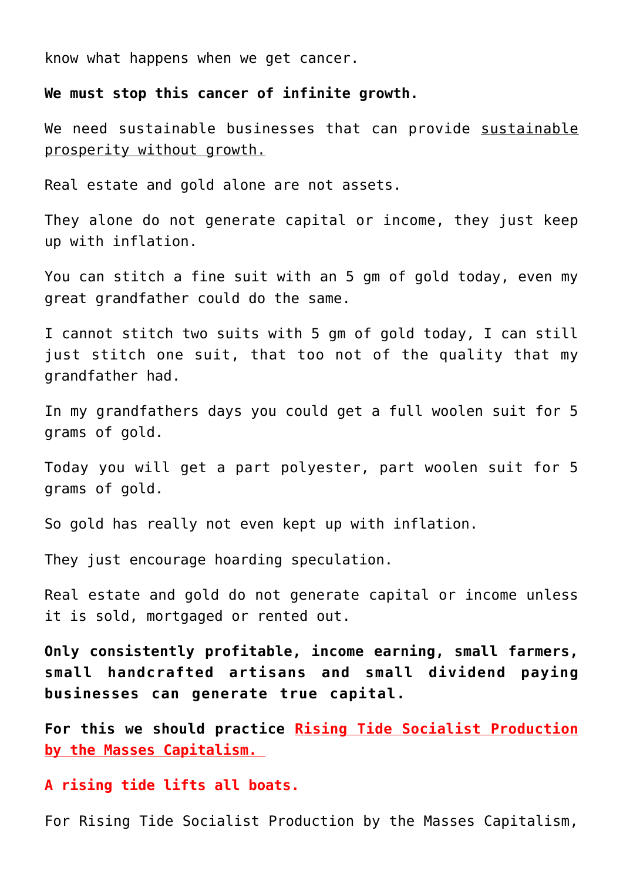know what happens when we get cancer.

**We must stop this cancer of infinite growth.**

We need sustainable businesses that can provide sustainable prosperity without growth.

Real estate and gold alone are not assets.

They alone do not generate capital or income, they just keep up with inflation.

You can stitch a fine suit with an 5 gm of gold today, even my great grandfather could do the same.

I cannot stitch two suits with 5 gm of gold today, I can still just stitch one suit, that too not of the quality that my grandfather had.

In my grandfathers days you could get a full woolen suit for 5 grams of gold.

Today you will get a part polyester, part woolen suit for 5 grams of gold.

So gold has really not even kept up with inflation.

They just encourage hoarding speculation.

Real estate and gold do not generate capital or income unless it is sold, mortgaged or rented out.

**Only consistently profitable, income earning, small farmers, small handcrafted artisans and small dividend paying businesses can generate true capital.**

**For this we should practice Rising Tide Socialist Production by the Masses Capitalism.**

**A rising tide lifts all boats.**

For Rising Tide Socialist Production by the Masses Capitalism,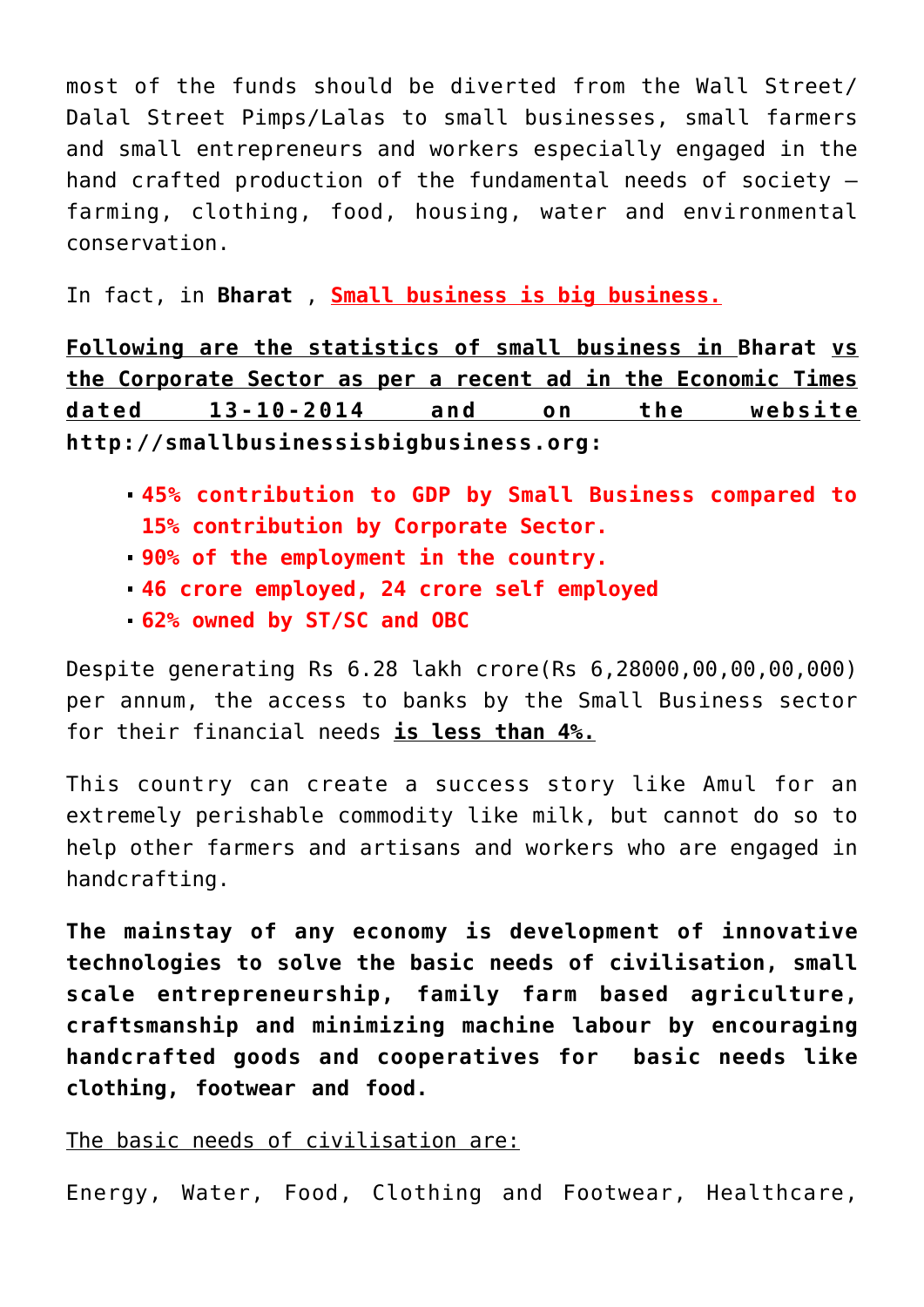most of the funds should be diverted from the Wall Street/ Dalal Street Pimps/Lalas to small businesses, small farmers and small entrepreneurs and workers especially engaged in the hand crafted production of the fundamental needs of society – farming, clothing, food, housing, water and environmental conservation.

In fact, in **Bharat** , **Small business is big business.**

**Following are the statistics of small business in Bharat vs the Corporate Sector as per a recent ad in the Economic Times dated 13-10-2014 and on the website http://smallbusinessisbigbusiness.org:**

- **45% contribution to GDP by Small Business compared to 15% contribution by Corporate Sector.**
- **90% of the employment in the country.**
- **46 crore employed, 24 crore self employed**
- **62% owned by ST/SC and OBC**

Despite generating Rs 6.28 lakh crore(Rs 6,28000,00,00,00,000) per annum, the access to banks by the Small Business sector for their financial needs **is less than 4%.**

This country can create a success story like Amul for an extremely perishable commodity like milk, but cannot do so to help other farmers and artisans and workers who are engaged in handcrafting.

**The mainstay of any economy is development of innovative technologies to solve the basic needs of civilisation, small scale entrepreneurship, family farm based agriculture, craftsmanship and minimizing machine labour by encouraging handcrafted goods and cooperatives for basic needs like clothing, footwear and food.**

The basic needs of civilisation are:

Energy, Water, Food, Clothing and Footwear, Healthcare,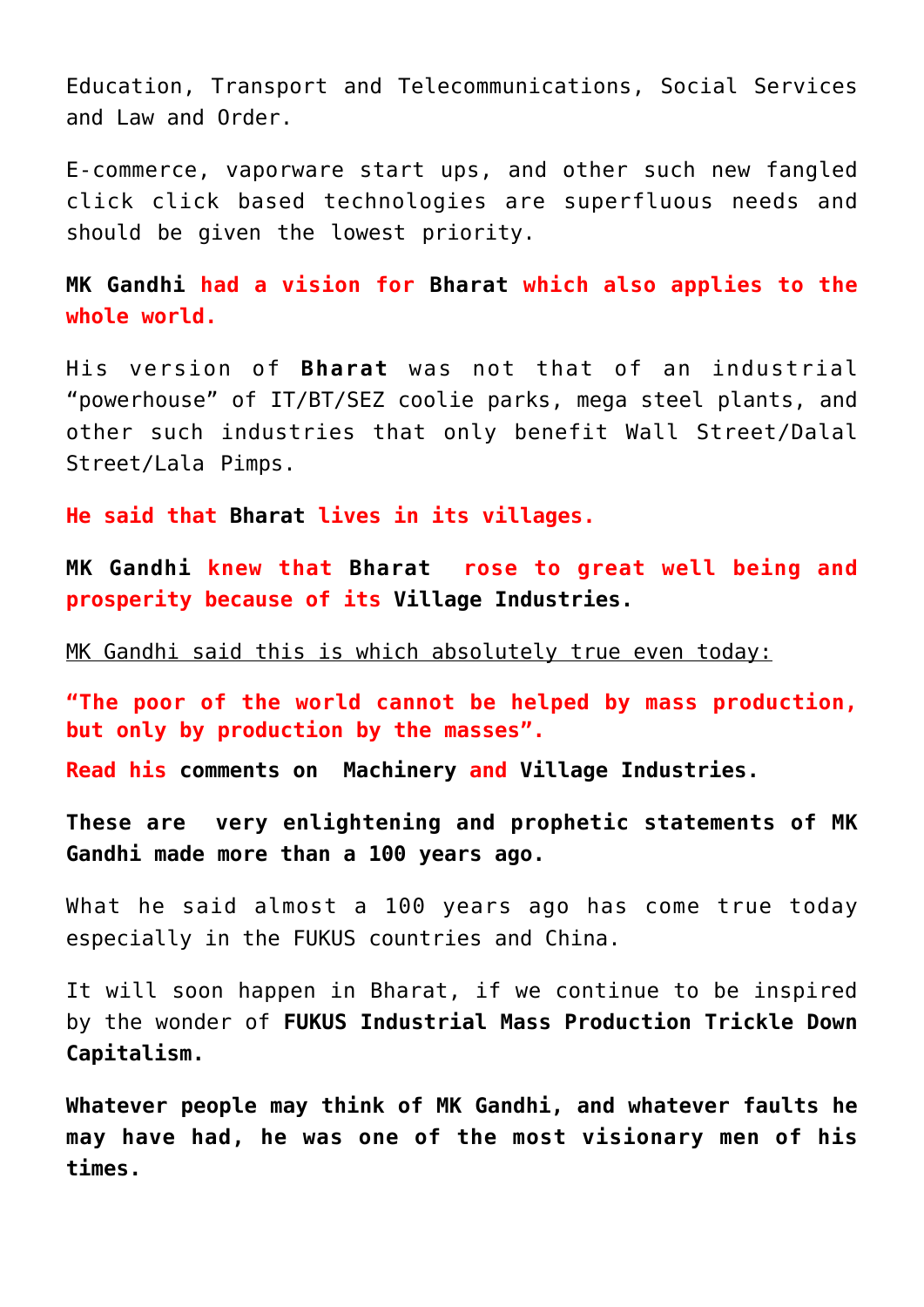Education, Transport and Telecommunications, Social Services and Law and Order.

E-commerce, vaporware start ups, and other such new fangled click click based technologies are superfluous needs and should be given the lowest priority.

**MK Gandhi had a vision for Bharat which also applies to the whole world.**

His version of **Bharat** was not that of an industrial "powerhouse" of IT/BT/SEZ coolie parks, mega steel plants, and other such industries that only benefit Wall Street/Dalal Street/Lala Pimps.

**He said that Bharat lives in its villages.**

**MK Gandhi knew that Bharat rose to great well being and prosperity because of its Village Industries.**

MK Gandhi said this is which absolutely true even today:

**"The poor of the world cannot be helped by mass production, but only by production by the masses".**

**Read his comments on Machinery and Village Industries.**

**These are very enlightening and prophetic statements of MK Gandhi made more than a 100 years ago.**

What he said almost a 100 years ago has come true today especially in the FUKUS countries and China.

It will soon happen in Bharat, if we continue to be inspired by the wonder of **FUKUS Industrial Mass Production Trickle Down Capitalism.**

**Whatever people may think of MK Gandhi, and whatever faults he may have had, he was one of the most visionary men of his times.**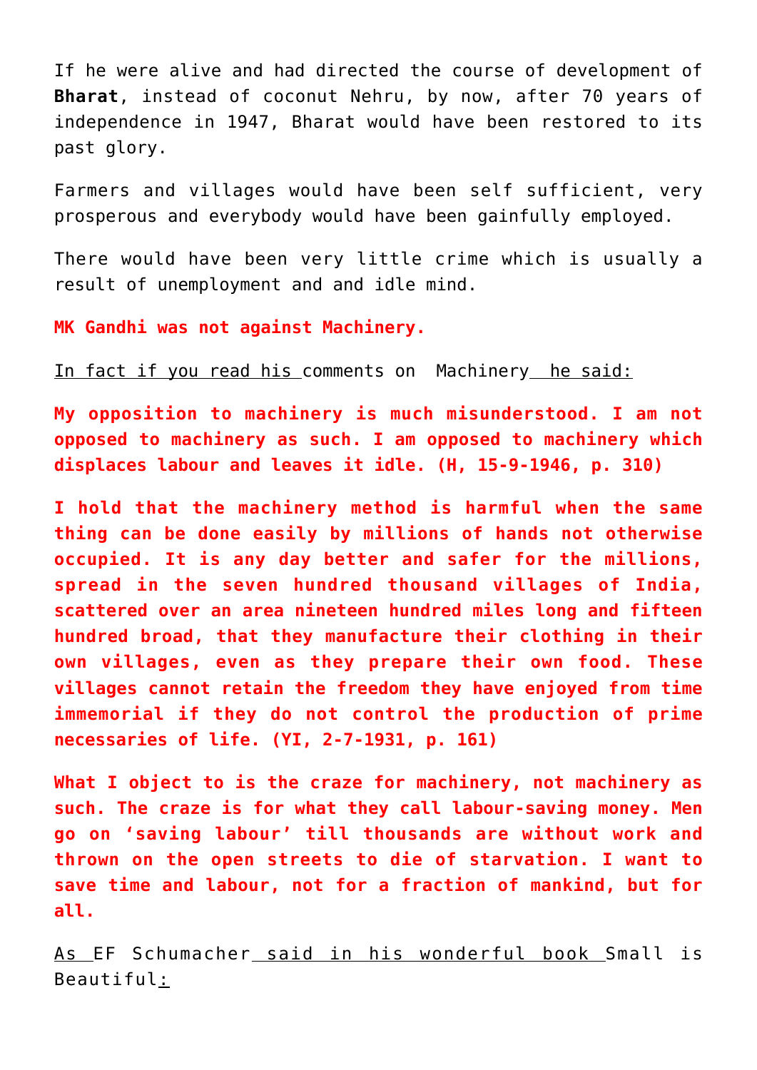If he were alive and had directed the course of development of **Bharat**, instead of coconut Nehru, by now, after 70 years of independence in 1947, Bharat would have been restored to its past glory.

Farmers and villages would have been self sufficient, very prosperous and everybody would have been gainfully employed.

There would have been very little crime which is usually a result of unemployment and and idle mind.

**MK Gandhi was not against Machinery.**

In fact if you read his comments on Machinery he said:

**My opposition to machinery is much misunderstood. I am not opposed to machinery as such. I am opposed to machinery which displaces labour and leaves it idle. (H, 15-9-1946, p. 310)**

**I hold that the machinery method is harmful when the same thing can be done easily by millions of hands not otherwise occupied. It is any day better and safer for the millions, spread in the seven hundred thousand villages of India, scattered over an area nineteen hundred miles long and fifteen hundred broad, that they manufacture their clothing in their own villages, even as they prepare their own food. These villages cannot retain the freedom they have enjoyed from time immemorial if they do not control the production of prime necessaries of life. (YI, 2-7-1931, p. 161)**

**What I object to is the craze for machinery, not machinery as such. The craze is for what they call labour-saving money. Men go on 'saving labour' till thousands are without work and thrown on the open streets to die of starvation. I want to save time and labour, not for a fraction of mankind, but for all.**

As EF Schumacher said in his wonderful book Small is Beautiful: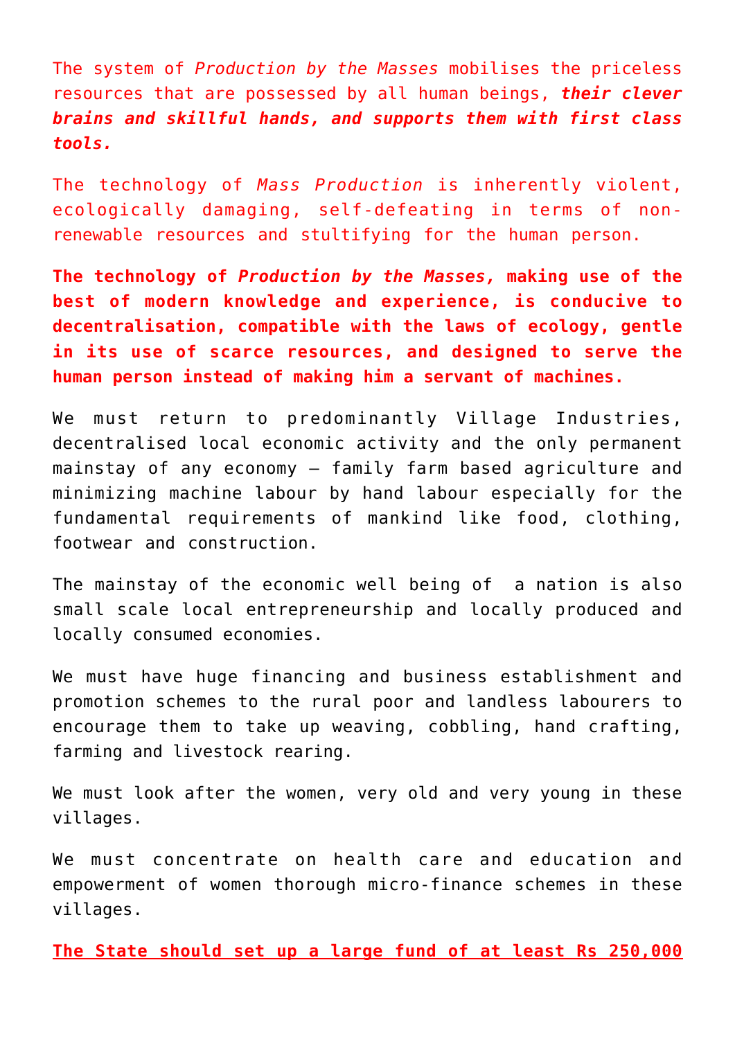The system of *Production by the Masses* mobilises the priceless resources that are possessed by all human beings, ***their clever brains and skillful hands, and supports them with first class tools.***

The technology of *Mass Production* is inherently violent, ecologically damaging, self-defeating in terms of non-renewable resources and stultifying for the human person.

**The technology of *Production by the Masses*, making use of the best of modern knowledge and experience, is conducive to decentralisation, compatible with the laws of ecology, gentle in its use of scarce resources, and designed to serve the human person instead of making him a servant of machines.**

We must return to predominantly Village Industries, decentralised local economic activity and the only permanent mainstay of any economy – family farm based agriculture and minimizing machine labour by hand labour especially for the fundamental requirements of mankind like food, clothing, footwear and construction.

The mainstay of the economic well being of a nation is also small scale local entrepreneurship and locally produced and locally consumed economies.

We must have huge financing and business establishment and promotion schemes to the rural poor and landless labourers to encourage them to take up weaving, cobbling, hand crafting, farming and livestock rearing.

We must look after the women, very old and very young in these villages.

We must concentrate on health care and education and empowerment of women thorough micro-finance schemes in these villages.

**<u>The State should set up a large fund of at least Rs 250,000</u>**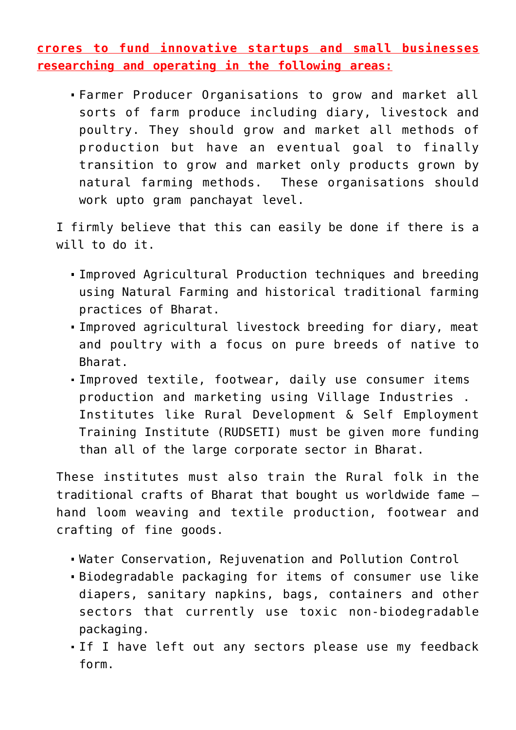**crores to fund innovative startups and small businesses researching and operating in the following areas:**

- Farmer Producer Organisations to grow and market all sorts of farm produce including diary, livestock and poultry. They should grow and market all methods of production but have an eventual goal to finally transition to grow and market only products grown by natural farming methods. These organisations should work upto gram panchayat level.

I firmly believe that this can easily be done if there is a will to do it.

- Improved Agricultural Production techniques and breeding using Natural Farming and historical traditional farming practices of Bharat.
- Improved agricultural livestock breeding for diary, meat and poultry with a focus on pure breeds of native to Bharat.
- Improved textile, footwear, daily use consumer items production and marketing using Village Industries . Institutes like Rural Development & Self Employment Training Institute (RUDSETI) must be given more funding than all of the large corporate sector in Bharat.

These institutes must also train the Rural folk in the traditional crafts of Bharat that bought us worldwide fame – hand loom weaving and textile production, footwear and crafting of fine goods.

- Water Conservation, Rejuvenation and Pollution Control
- Biodegradable packaging for items of consumer use like diapers, sanitary napkins, bags, containers and other sectors that currently use toxic non-biodegradable packaging.
- If I have left out any sectors please use my feedback form.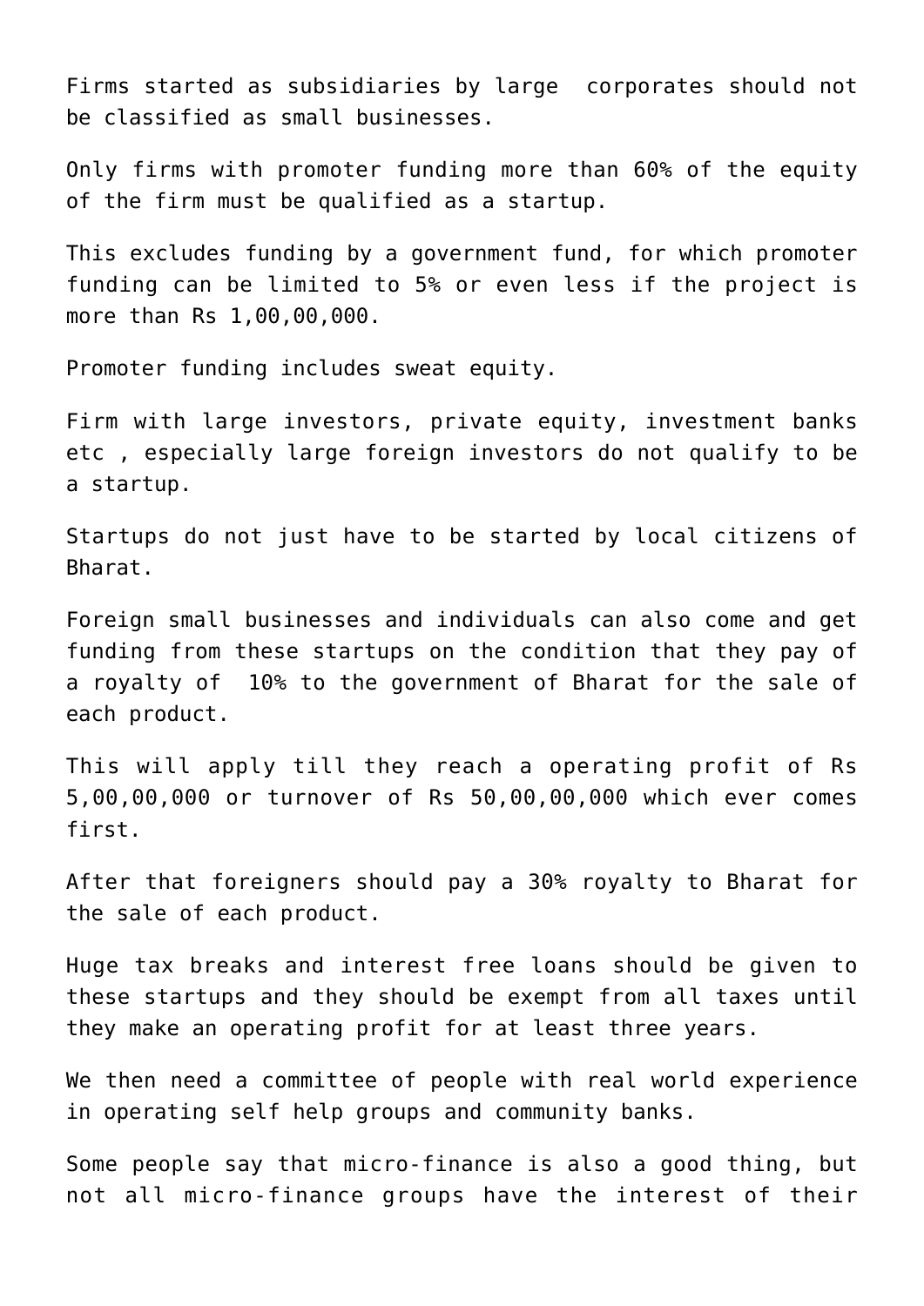Firms started as subsidiaries by large corporates should not be classified as small businesses.

Only firms with promoter funding more than 60% of the equity of the firm must be qualified as a startup.

This excludes funding by a government fund, for which promoter funding can be limited to 5% or even less if the project is more than Rs 1,00,00,000.

Promoter funding includes sweat equity.

Firm with large investors, private equity, investment banks etc , especially large foreign investors do not qualify to be a startup.

Startups do not just have to be started by local citizens of Bharat.

Foreign small businesses and individuals can also come and get funding from these startups on the condition that they pay of a royalty of 10% to the government of Bharat for the sale of each product.

This will apply till they reach a operating profit of Rs 5,00,00,000 or turnover of Rs 50,00,00,000 which ever comes first.

After that foreigners should pay a 30% royalty to Bharat for the sale of each product.

Huge tax breaks and interest free loans should be given to these startups and they should be exempt from all taxes until they make an operating profit for at least three years.

We then need a committee of people with real world experience in operating self help groups and community banks.

Some people say that micro-finance is also a good thing, but not all micro-finance groups have the interest of their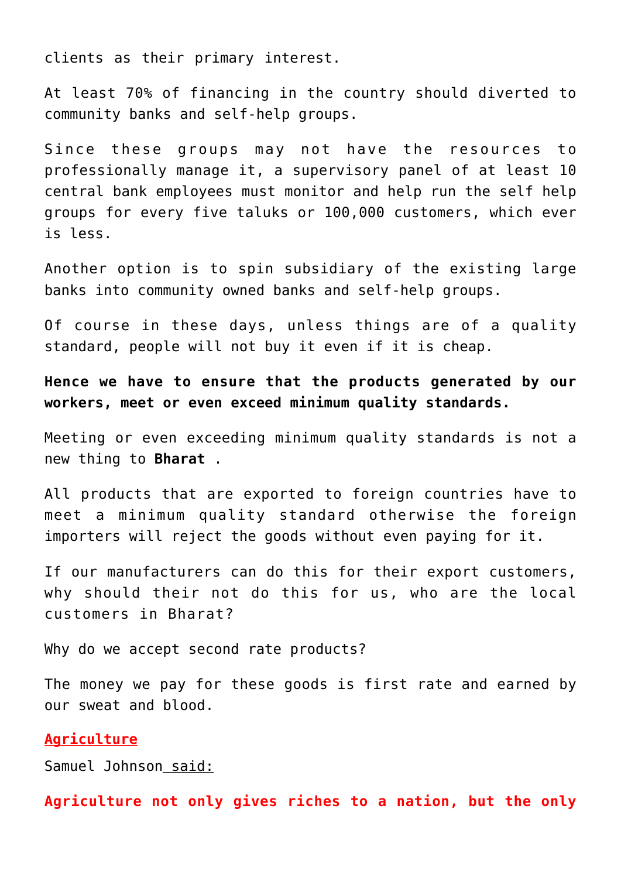clients as their primary interest.

At least 70% of financing in the country should diverted to community banks and self-help groups.

Since these groups may not have the resources to professionally manage it, a supervisory panel of at least 10 central bank employees must monitor and help run the self help groups for every five taluks or 100,000 customers, which ever is less.

Another option is to spin subsidiary of the existing large banks into community owned banks and self-help groups.

Of course in these days, unless things are of a quality standard, people will not buy it even if it is cheap.

**Hence we have to ensure that the products generated by our workers, meet or even exceed minimum quality standards.**

Meeting or even exceeding minimum quality standards is not a new thing to **Bharat** .

All products that are exported to foreign countries have to meet a minimum quality standard otherwise the foreign importers will reject the goods without even paying for it.

If our manufacturers can do this for their export customers, why should their not do this for us, who are the local customers in Bharat?

Why do we accept second rate products?

The money we pay for these goods is first rate and earned by our sweat and blood.

## Agriculture

Samuel Johnson said:

**Agriculture not only gives riches to a nation, but the only**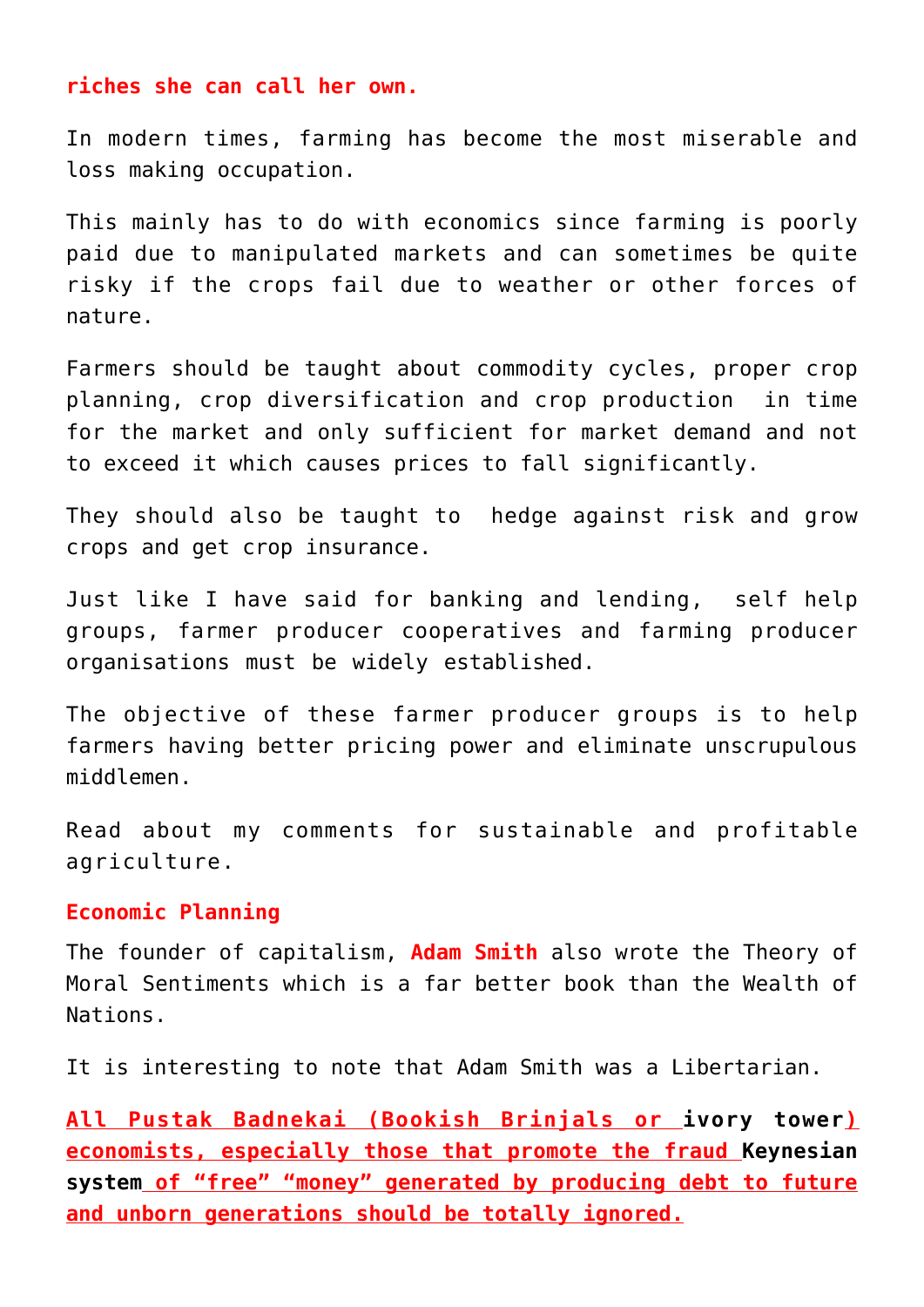**riches she can call her own.**

In modern times, farming has become the most miserable and loss making occupation.

This mainly has to do with economics since farming is poorly paid due to manipulated markets and can sometimes be quite risky if the crops fail due to weather or other forces of nature.

Farmers should be taught about commodity cycles, proper crop planning, crop diversification and crop production  in time for the market and only sufficient for market demand and not to exceed it which causes prices to fall significantly.

They should also be taught to  hedge against risk and grow crops and get crop insurance.

Just like I have said for banking and lending,  self help groups, farmer producer cooperatives and farming producer organisations must be widely established.

The objective of these farmer producer groups is to help farmers having better pricing power and eliminate unscrupulous middlemen.

Read about my comments for sustainable and profitable agriculture.

**Economic Planning**

The founder of capitalism, **Adam Smith** also wrote the Theory of Moral Sentiments which is a far better book than the Wealth of Nations.

It is interesting to note that Adam Smith was a Libertarian.

**All Pustak Badnekai (Bookish Brinjals or ivory tower) economists, especially those that promote the fraud Keynesian system of "free" "money" generated by producing debt to future and unborn generations should be totally ignored.**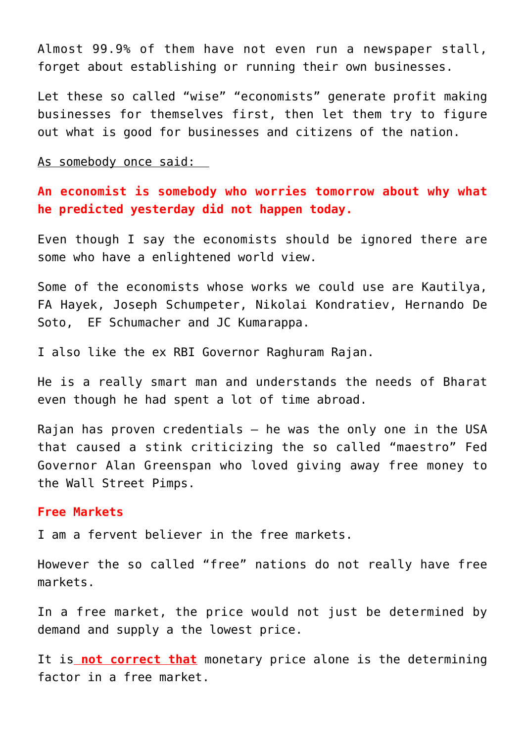Almost 99.9% of them have not even run a newspaper stall, forget about establishing or running their own businesses.

Let these so called "wise" "economists" generate profit making businesses for themselves first, then let them try to figure out what is good for businesses and citizens of the nation.

As somebody once said:

**An economist is somebody who worries tomorrow about why what he predicted yesterday did not happen today.**

Even though I say the economists should be ignored there are some who have a enlightened world view.

Some of the economists whose works we could use are Kautilya, FA Hayek, Joseph Schumpeter, Nikolai Kondratiev, Hernando De Soto, EF Schumacher and JC Kumarappa.

I also like the ex RBI Governor Raghuram Rajan.

He is a really smart man and understands the needs of Bharat even though he had spent a lot of time abroad.

Rajan has proven credentials – he was the only one in the USA that caused a stink criticizing the so called "maestro" Fed Governor Alan Greenspan who loved giving away free money to the Wall Street Pimps.

**Free Markets**

I am a fervent believer in the free markets.

However the so called "free" nations do not really have free markets.

In a free market, the price would not just be determined by demand and supply a the lowest price.

It is **not correct that** monetary price alone is the determining factor in a free market.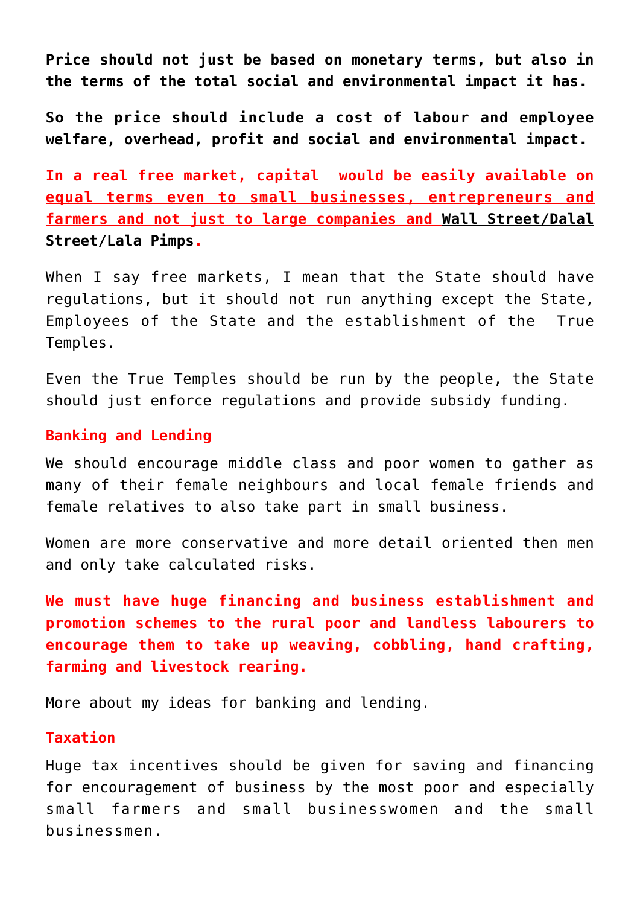**Price should not just be based on monetary terms, but also in the terms of the total social and environmental impact it has.**

**So the price should include a cost of labour and employee welfare, overhead, profit and social and environmental impact.**

**In a real free market, capital would be easily available on equal terms even to small businesses, entrepreneurs and farmers and not just to large companies and Wall Street/Dalal Street/Lala Pimps.**

When I say free markets, I mean that the State should have regulations, but it should not run anything except the State, Employees of the State and the establishment of the True Temples.

Even the True Temples should be run by the people, the State should just enforce regulations and provide subsidy funding.

### Banking and Lending

We should encourage middle class and poor women to gather as many of their female neighbours and local female friends and female relatives to also take part in small business.

Women are more conservative and more detail oriented then men and only take calculated risks.

**We must have huge financing and business establishment and promotion schemes to the rural poor and landless labourers to encourage them to take up weaving, cobbling, hand crafting, farming and livestock rearing.**

More about my ideas for banking and lending.

### Taxation

Huge tax incentives should be given for saving and financing for encouragement of business by the most poor and especially small farmers and small businesswomen and the small businessmen.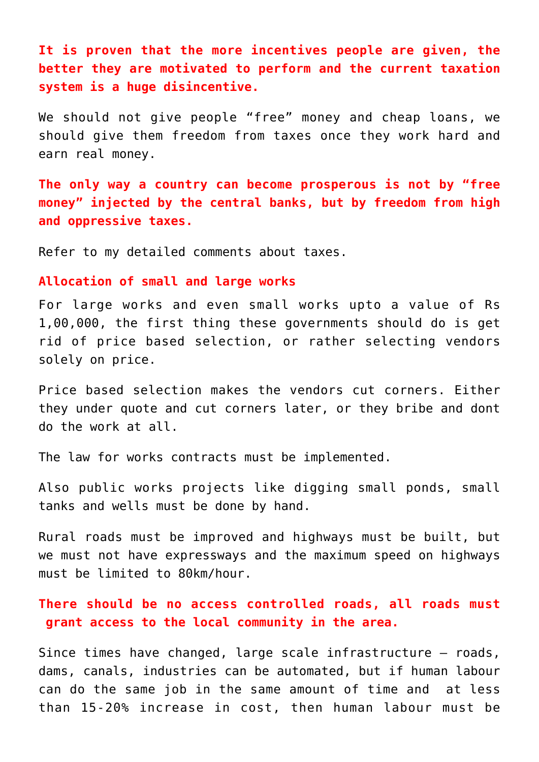**It is proven that the more incentives people are given, the better they are motivated to perform and the current taxation system is a huge disincentive.**

We should not give people “free” money and cheap loans, we should give them freedom from taxes once they work hard and earn real money.

**The only way a country can become prosperous is not by “free money” injected by the central banks, but by freedom from high and oppressive taxes.**

Refer to my detailed comments about taxes.

**Allocation of small and large works**

For large works and even small works upto a value of Rs 1,00,000, the first thing these governments should do is get rid of price based selection, or rather selecting vendors solely on price.

Price based selection makes the vendors cut corners. Either they under quote and cut corners later, or they bribe and dont do the work at all.

The law for works contracts must be implemented.

Also public works projects like digging small ponds, small tanks and wells must be done by hand.

Rural roads must be improved and highways must be built, but we must not have expressways and the maximum speed on highways must be limited to 80km/hour.

**There should be no access controlled roads, all roads must grant access to the local community in the area.**

Since times have changed, large scale infrastructure – roads, dams, canals, industries can be automated, but if human labour can do the same job in the same amount of time and at less than 15-20% increase in cost, then human labour must be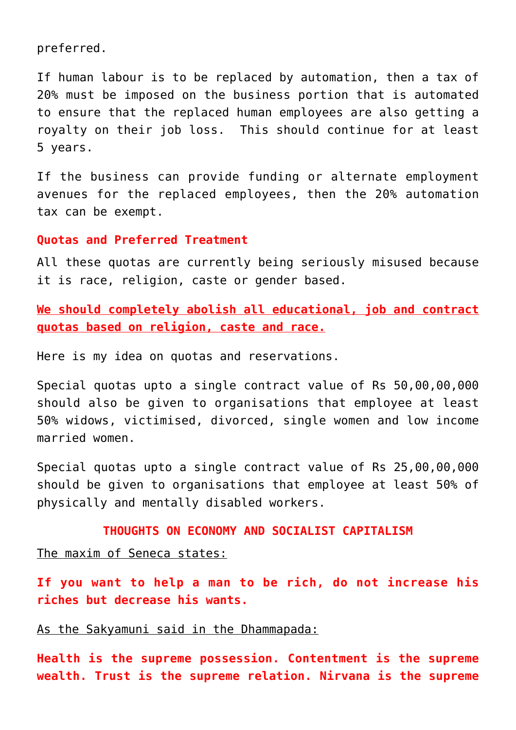preferred.

If human labour is to be replaced by automation, then a tax of 20% must be imposed on the business portion that is automated to ensure that the replaced human employees are also getting a royalty on their job loss. This should continue for at least 5 years.

If the business can provide funding or alternate employment avenues for the replaced employees, then the 20% automation tax can be exempt.

### Quotas and Preferred Treatment

All these quotas are currently being seriously misused because it is race, religion, caste or gender based.

**We should completely abolish all educational, job and contract quotas based on religion, caste and race.**

Here is my idea on quotas and reservations.

Special quotas upto a single contract value of Rs 50,00,00,000 should also be given to organisations that employee at least 50% widows, victimised, divorced, single women and low income married women.

Special quotas upto a single contract value of Rs 25,00,00,000 should be given to organisations that employee at least 50% of physically and mentally disabled workers.

## THOUGHTS ON ECONOMY AND SOCIALIST CAPITALISM

The maxim of Seneca states:

**If you want to help a man to be rich, do not increase his riches but decrease his wants.**

As the Sakyamuni said in the Dhammapada:

**Health is the supreme possession. Contentment is the supreme wealth. Trust is the supreme relation. Nirvana is the supreme**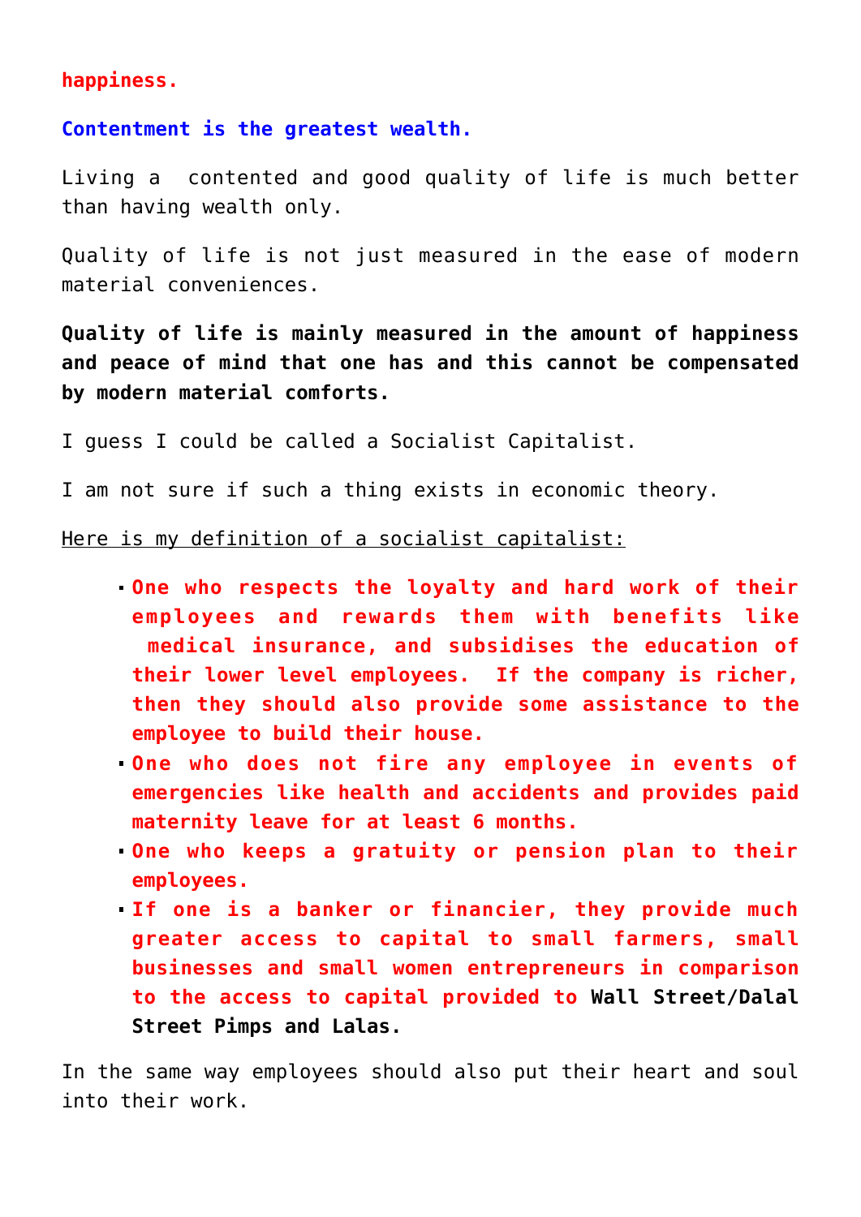**happiness.**

**Contentment is the greatest wealth.**

Living a contented and good quality of life is much better than having wealth only.

Quality of life is not just measured in the ease of modern material conveniences.

**Quality of life is mainly measured in the amount of happiness and peace of mind that one has and this cannot be compensated by modern material comforts.**

I guess I could be called a Socialist Capitalist.

I am not sure if such a thing exists in economic theory.

Here is my definition of a socialist capitalist:

- **One who respects the loyalty and hard work of their employees and rewards them with benefits like medical insurance, and subsidises the education of their lower level employees. If the company is richer, then they should also provide some assistance to the employee to build their house.**
- **One who does not fire any employee in events of emergencies like health and accidents and provides paid maternity leave for at least 6 months.**
- **One who keeps a gratuity or pension plan to their employees.**
- **If one is a banker or financier, they provide much greater access to capital to small farmers, small businesses and small women entrepreneurs in comparison to the access to capital provided to Wall Street/Dalal Street Pimps and Lalas.**

In the same way employees should also put their heart and soul into their work.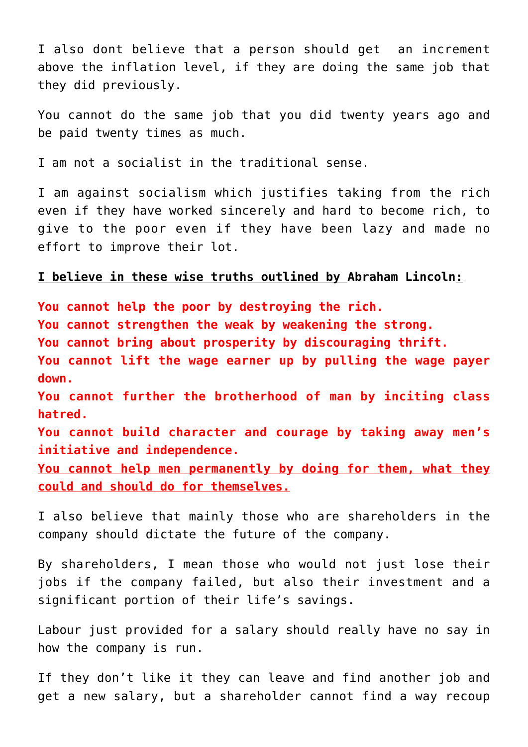I also dont believe that a person should get  an increment above the inflation level, if they are doing the same job that they did previously.

You cannot do the same job that you did twenty years ago and be paid twenty times as much.

I am not a socialist in the traditional sense.

I am against socialism which justifies taking from the rich even if they have worked sincerely and hard to become rich, to give to the poor even if they have been lazy and made no effort to improve their lot.

**I believe in these wise truths outlined by Abraham Lincoln:**

**You cannot help the poor by destroying the rich.**
**You cannot strengthen the weak by weakening the strong.**
**You cannot bring about prosperity by discouraging thrift.**
**You cannot lift the wage earner up by pulling the wage payer down.**
**You cannot further the brotherhood of man by inciting class hatred.**
**You cannot build character and courage by taking away men's initiative and independence.**
**You cannot help men permanently by doing for them, what they could and should do for themselves.**

I also believe that mainly those who are shareholders in the company should dictate the future of the company.

By shareholders, I mean those who would not just lose their jobs if the company failed, but also their investment and a significant portion of their life's savings.

Labour just provided for a salary should really have no say in how the company is run.

If they don't like it they can leave and find another job and get a new salary, but a shareholder cannot find a way recoup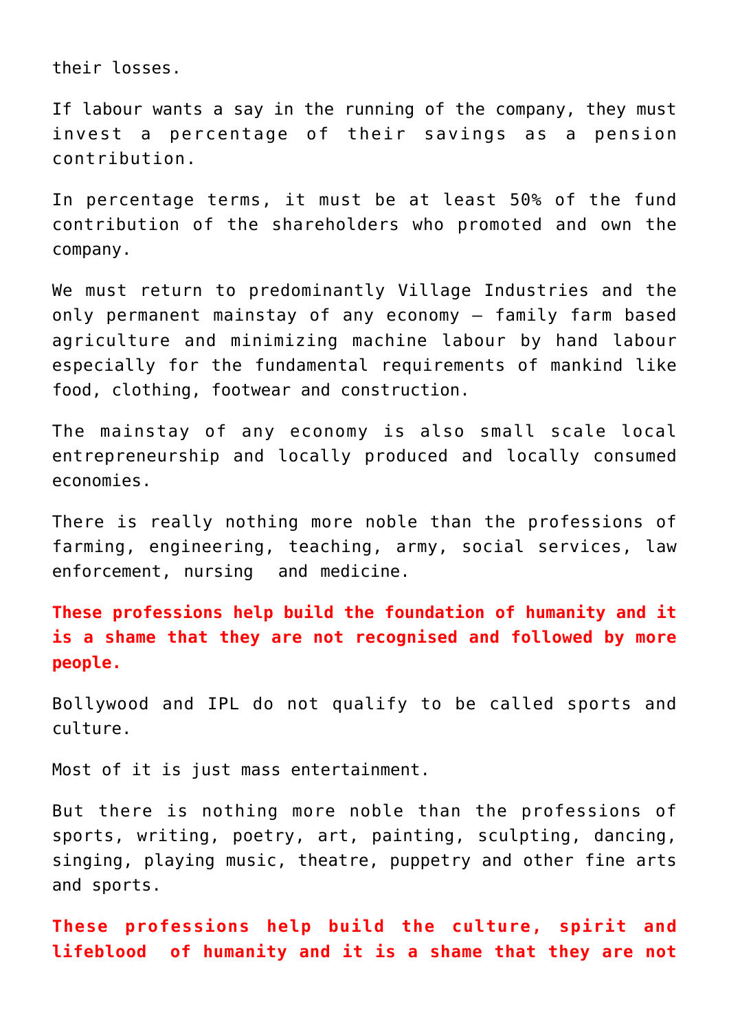their losses.

If labour wants a say in the running of the company, they must invest a percentage of their savings as a pension contribution.

In percentage terms, it must be at least 50% of the fund contribution of the shareholders who promoted and own the company.

We must return to predominantly Village Industries and the only permanent mainstay of any economy – family farm based agriculture and minimizing machine labour by hand labour especially for the fundamental requirements of mankind like food, clothing, footwear and construction.

The mainstay of any economy is also small scale local entrepreneurship and locally produced and locally consumed economies.

There is really nothing more noble than the professions of farming, engineering, teaching, army, social services, law enforcement, nursing and medicine.

**These professions help build the foundation of humanity and it is a shame that they are not recognised and followed by more people.**

Bollywood and IPL do not qualify to be called sports and culture.

Most of it is just mass entertainment.

But there is nothing more noble than the professions of sports, writing, poetry, art, painting, sculpting, dancing, singing, playing music, theatre, puppetry and other fine arts and sports.

**These professions help build the culture, spirit and lifeblood of humanity and it is a shame that they are not**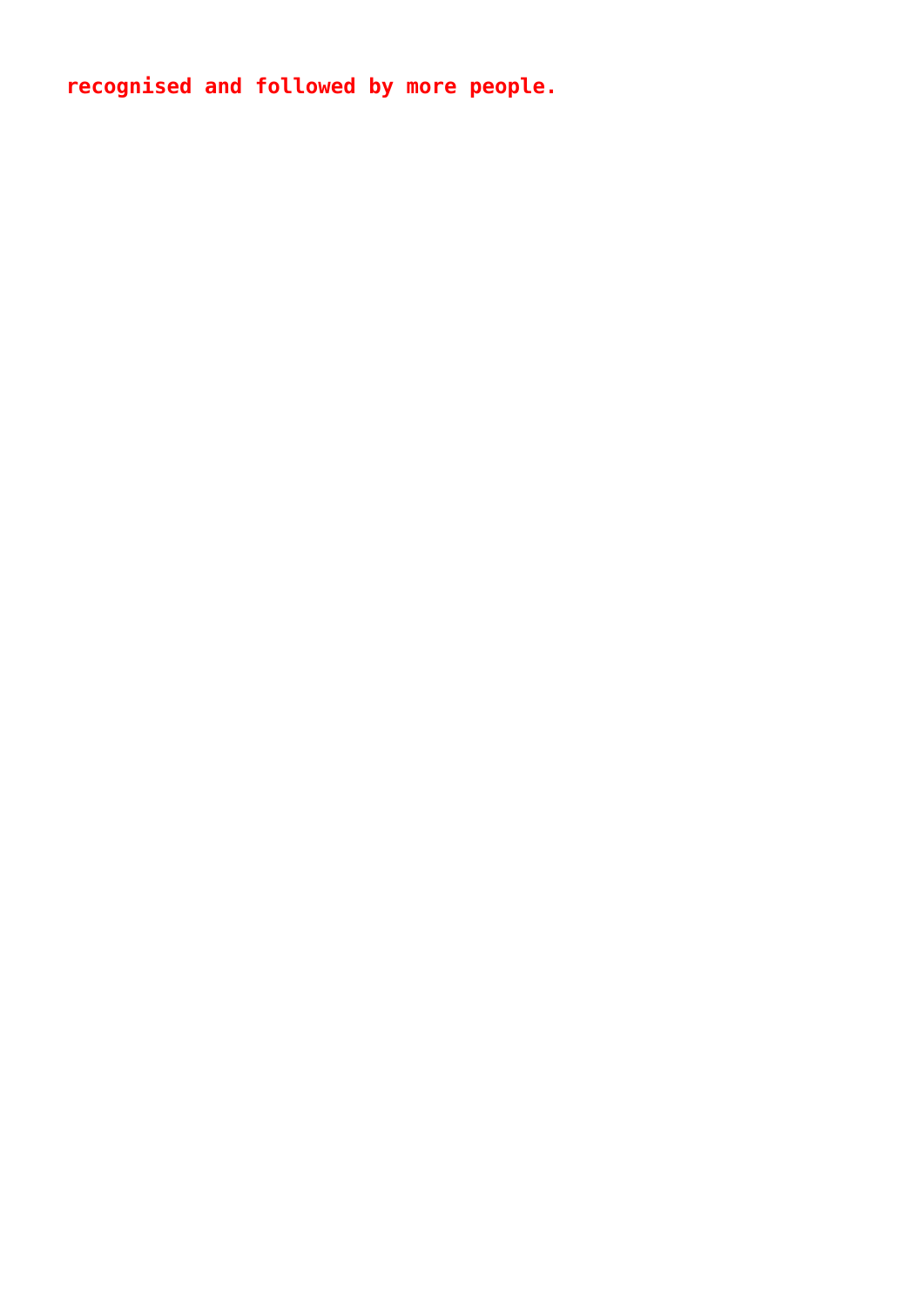**recognised and followed by more people.**